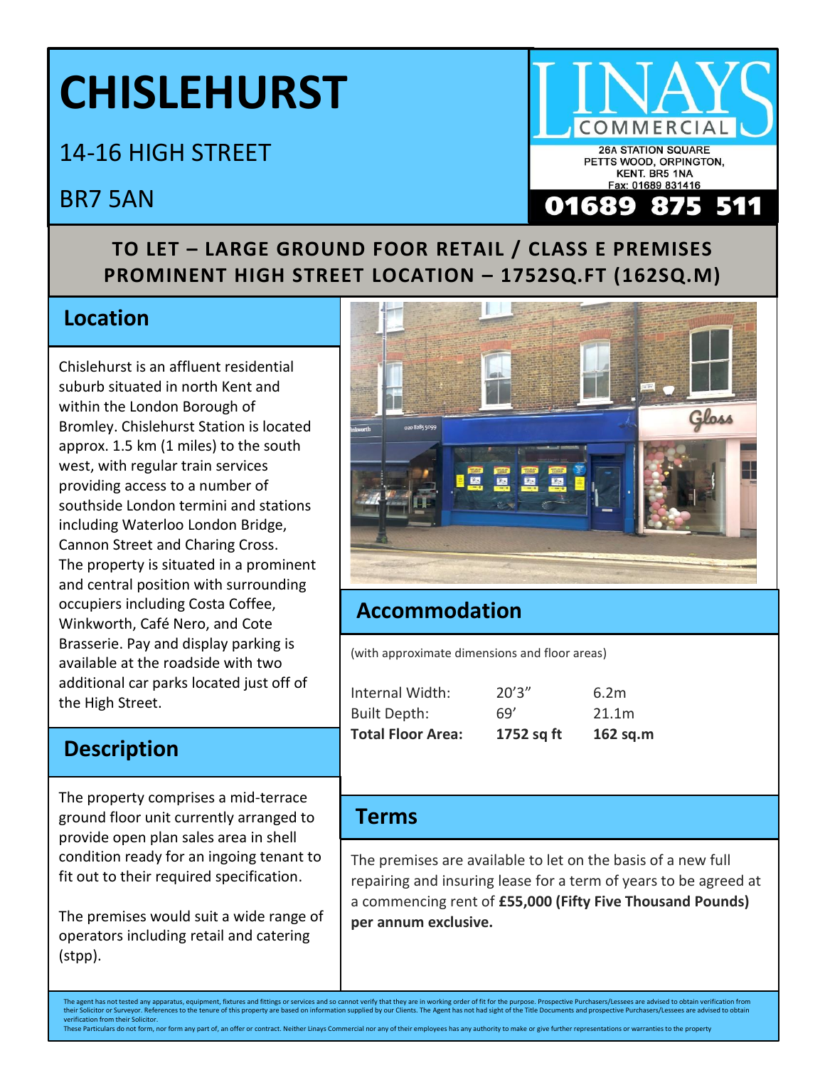# CHISLEHURST

14-16 HIGH STREET

BR7 5AN

LINAYS COMMERCIAL

26A STATION SQUARE
PETTS WOOD, ORPINGTON,
KENT. BR5 1NA
Fax: 01689 831416

**01689 875 511**

**TO LET – LARGE GROUND FOOR RETAIL / CLASS E PREMISES**
**PROMINENT HIGH STREET LOCATION – 1752SQ.FT (162SQ.M)**

## Location

Chislehurst is an affluent residential suburb situated in north Kent and within the London Borough of Bromley. Chislehurst Station is located approx. 1.5 km (1 miles) to the south west, with regular train services providing access to a number of southside London termini and stations including Waterloo London Bridge, Cannon Street and Charing Cross. The property is situated in a prominent and central position with surrounding occupiers including Costa Coffee, Winkworth, Café Nero, and Cote Brasserie. Pay and display parking is available at the roadside with two additional car parks located just off of the High Street.

## Description

The property comprises a mid-terrace ground floor unit currently arranged to provide open plan sales area in shell condition ready for an ingoing tenant to fit out to their required specification.

The premises would suit a wide range of operators including retail and catering (stpp).

## Accommodation

(with approximate dimensions and floor areas)

| | | |
|---|---|---|
| Internal Width: | 20'3" | 6.2m |
| Built Depth: | 69' | 21.1m |
| **Total Floor Area:** | **1752 sq ft** | **162 sq.m** |

## Terms

The premises are available to let on the basis of a new full repairing and insuring lease for a term of years to be agreed at a commencing rent of **£55,000 (Fifty Five Thousand Pounds) per annum exclusive.**

The agent has not tested any apparatus, equipment, fixtures and fittings or services and so cannot verify that they are in working order of fit for the purpose. Prospective Purchasers/Lessees are advised to obtain verification from their Solicitor or Surveyor. References to the tenure of this property are based on information supplied by our Clients. The Agent has not had sight of the Title Documents and prospective Purchasers/Lessees are advised to obtain verification from their Solicitor.
These Particulars do not form, nor form any part of, an offer or contract. Neither Linays Commercial nor any of their employees has any authority to make or give further representations or warranties to the property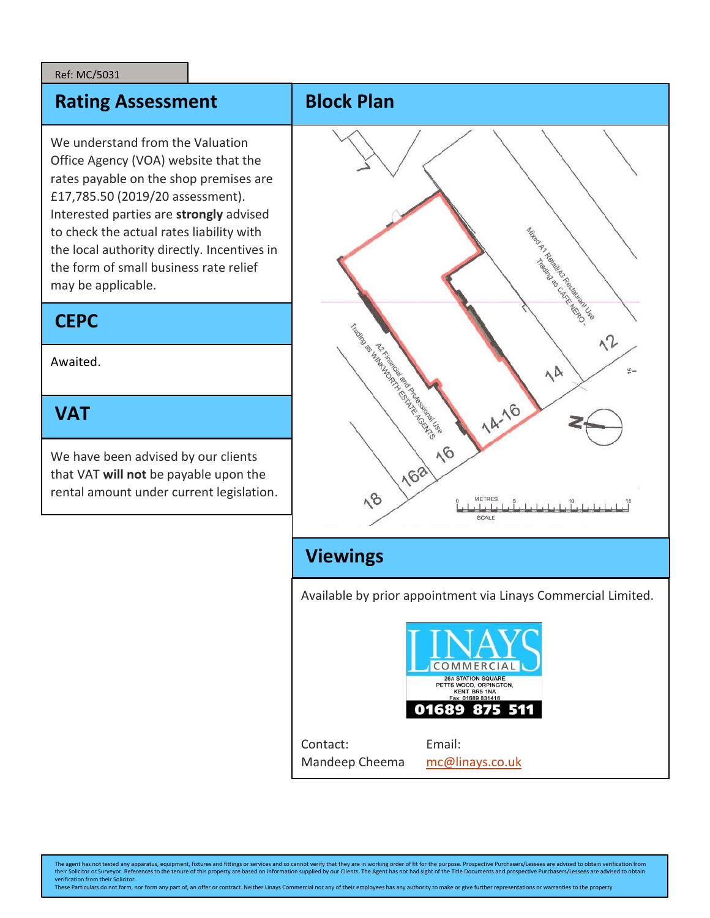Ref: MC/5031

## Rating Assessment

We understand from the Valuation Office Agency (VOA) website that the rates payable on the shop premises are £17,785.50 (2019/20 assessment). Interested parties are **strongly** advised to check the actual rates liability with the local authority directly. Incentives in the form of small business rate relief may be applicable.

## CEPC

Awaited.

## VAT

We have been advised by our clients that VAT **will not** be payable upon the rental amount under current legislation.

## Block Plan

7

Mixed A1 Retail/A3 Restaurant Use
Trading as CAFE NERO

Trading as WINKWORTH ESTATE AGENTS
A2 Financial and Professional Use

12

14

14-16

16

16a

18

N

METRES
0 5 10 15
SCALE

## Viewings

Available by prior appointment via Linays Commercial Limited.

LINAYS COMMERCIAL
26A STATION SQUARE
PETTS WOOD, ORPINGTON,
KENT. BR5 1NA
Fax: 01689 831416
01689 875 511

Contact: Mandeep Cheema

Email: mc@linays.co.uk

The agent has not tested any apparatus, equipment, fixtures and fittings or services and so cannot verify that they are in working order of fit for the purpose. Prospective Purchasers/Lessees are advised to obtain verification from their Solicitor or Surveyor. References to the tenure of this property are based on information supplied by our Clients. The Agent has not had sight of the Title Documents and prospective Purchasers/Lessees are advised to obtain verification from their Solicitor.
These Particulars do not form, nor form any part of, an offer or contract. Neither Linays Commercial nor any of their employees has any authority to make or give further representations or warranties to the property